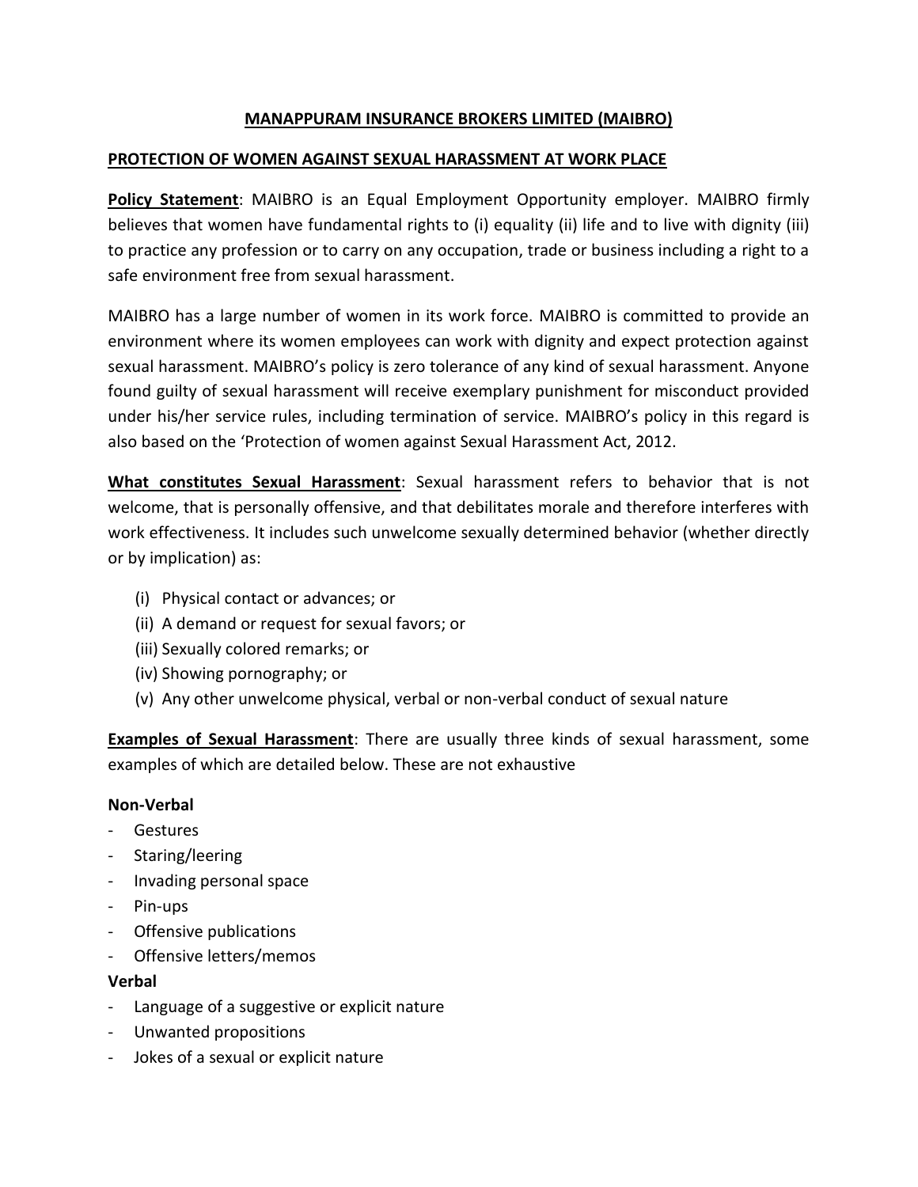# MANAPPURAM INSURANCE BROKERS LIMITED (MAIBRO)

## PROTECTION OF WOMEN AGAINST SEXUAL HARASSMENT AT WORK PLACE

**Policy Statement**: MAIBRO is an Equal Employment Opportunity employer. MAIBRO firmly believes that women have fundamental rights to (i) equality (ii) life and to live with dignity (iii) to practice any profession or to carry on any occupation, trade or business including a right to a safe environment free from sexual harassment.

MAIBRO has a large number of women in its work force. MAIBRO is committed to provide an environment where its women employees can work with dignity and expect protection against sexual harassment. MAIBRO's policy is zero tolerance of any kind of sexual harassment. Anyone found guilty of sexual harassment will receive exemplary punishment for misconduct provided under his/her service rules, including termination of service. MAIBRO's policy in this regard is also based on the 'Protection of women against Sexual Harassment Act, 2012.

**What constitutes Sexual Harassment**: Sexual harassment refers to behavior that is not welcome, that is personally offensive, and that debilitates morale and therefore interferes with work effectiveness. It includes such unwelcome sexually determined behavior (whether directly or by implication) as:

(i) Physical contact or advances; or
(ii) A demand or request for sexual favors; or
(iii) Sexually colored remarks; or
(iv) Showing pornography; or
(v) Any other unwelcome physical, verbal or non-verbal conduct of sexual nature

**Examples of Sexual Harassment**: There are usually three kinds of sexual harassment, some examples of which are detailed below. These are not exhaustive

**Non-Verbal**

- Gestures
- Staring/leering
- Invading personal space
- Pin-ups
- Offensive publications
- Offensive letters/memos

**Verbal**

- Language of a suggestive or explicit nature
- Unwanted propositions
- Jokes of a sexual or explicit nature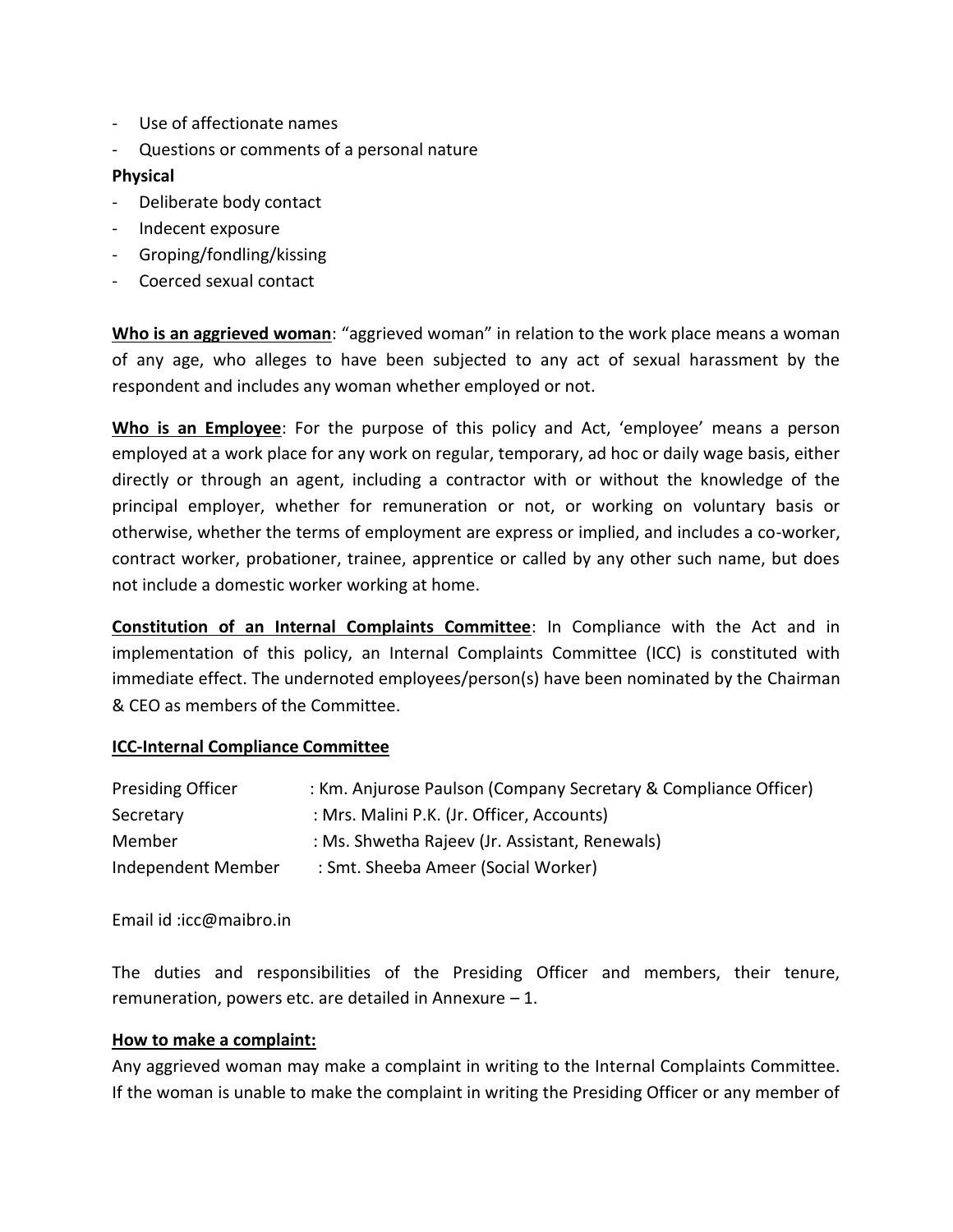- Use of affectionate names
- Questions or comments of a personal nature

**Physical**

- Deliberate body contact
- Indecent exposure
- Groping/fondling/kissing
- Coerced sexual contact

**Who is an aggrieved woman**: "aggrieved woman" in relation to the work place means a woman of any age, who alleges to have been subjected to any act of sexual harassment by the respondent and includes any woman whether employed or not.

**Who is an Employee**: For the purpose of this policy and Act, 'employee' means a person employed at a work place for any work on regular, temporary, ad hoc or daily wage basis, either directly or through an agent, including a contractor with or without the knowledge of the principal employer, whether for remuneration or not, or working on voluntary basis or otherwise, whether the terms of employment are express or implied, and includes a co-worker, contract worker, probationer, trainee, apprentice or called by any other such name, but does not include a domestic worker working at home.

**Constitution of an Internal Complaints Committee**: In Compliance with the Act and in implementation of this policy, an Internal Complaints Committee (ICC) is constituted with immediate effect. The undernoted employees/person(s) have been nominated by the Chairman & CEO as members of the Committee.

**ICC-Internal Compliance Committee**

| | |
|---|---|
| Presiding Officer | : Km. Anjurose Paulson (Company Secretary & Compliance Officer) |
| Secretary | : Mrs. Malini P.K. (Jr. Officer, Accounts) |
| Member | : Ms. Shwetha Rajeev (Jr. Assistant, Renewals) |
| Independent Member | : Smt. Sheeba Ameer (Social Worker) |

Email id :icc@maibro.in

The duties and responsibilities of the Presiding Officer and members, their tenure, remuneration, powers etc. are detailed in Annexure – 1.

**How to make a complaint:**

Any aggrieved woman may make a complaint in writing to the Internal Complaints Committee. If the woman is unable to make the complaint in writing the Presiding Officer or any member of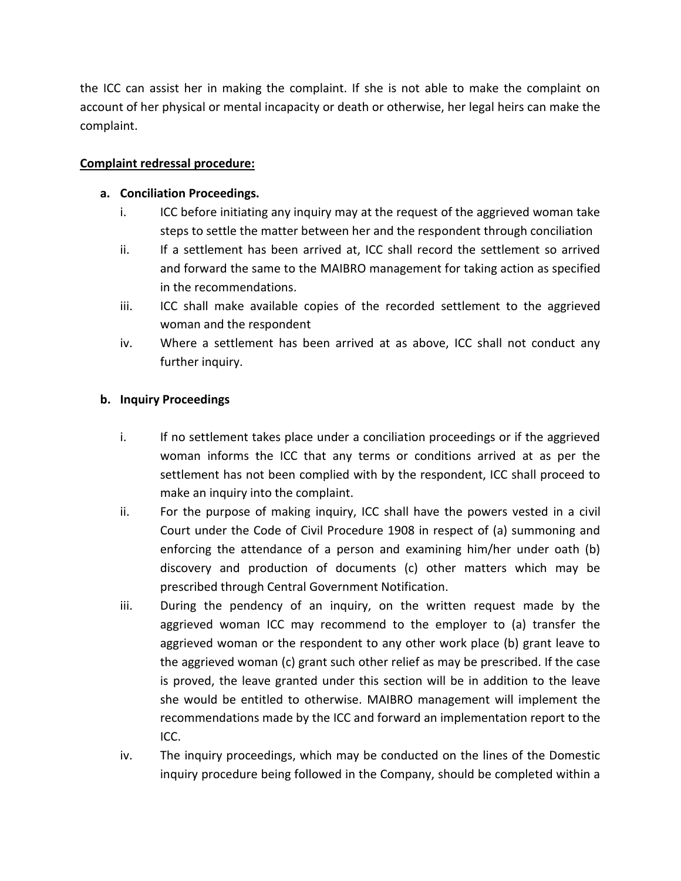the ICC can assist her in making the complaint. If she is not able to make the complaint on account of her physical or mental incapacity or death or otherwise, her legal heirs can make the complaint.

**<u>Complaint redressal procedure:</u>**

**a. Conciliation Proceedings.**

i. ICC before initiating any inquiry may at the request of the aggrieved woman take steps to settle the matter between her and the respondent through conciliation

ii. If a settlement has been arrived at, ICC shall record the settlement so arrived and forward the same to the MAIBRO management for taking action as specified in the recommendations.

iii. ICC shall make available copies of the recorded settlement to the aggrieved woman and the respondent

iv. Where a settlement has been arrived at as above, ICC shall not conduct any further inquiry.

**b. Inquiry Proceedings**

i. If no settlement takes place under a conciliation proceedings or if the aggrieved woman informs the ICC that any terms or conditions arrived at as per the settlement has not been complied with by the respondent, ICC shall proceed to make an inquiry into the complaint.

ii. For the purpose of making inquiry, ICC shall have the powers vested in a civil Court under the Code of Civil Procedure 1908 in respect of (a) summoning and enforcing the attendance of a person and examining him/her under oath (b) discovery and production of documents (c) other matters which may be prescribed through Central Government Notification.

iii. During the pendency of an inquiry, on the written request made by the aggrieved woman ICC may recommend to the employer to (a) transfer the aggrieved woman or the respondent to any other work place (b) grant leave to the aggrieved woman (c) grant such other relief as may be prescribed. If the case is proved, the leave granted under this section will be in addition to the leave she would be entitled to otherwise. MAIBRO management will implement the recommendations made by the ICC and forward an implementation report to the ICC.

iv. The inquiry proceedings, which may be conducted on the lines of the Domestic inquiry procedure being followed in the Company, should be completed within a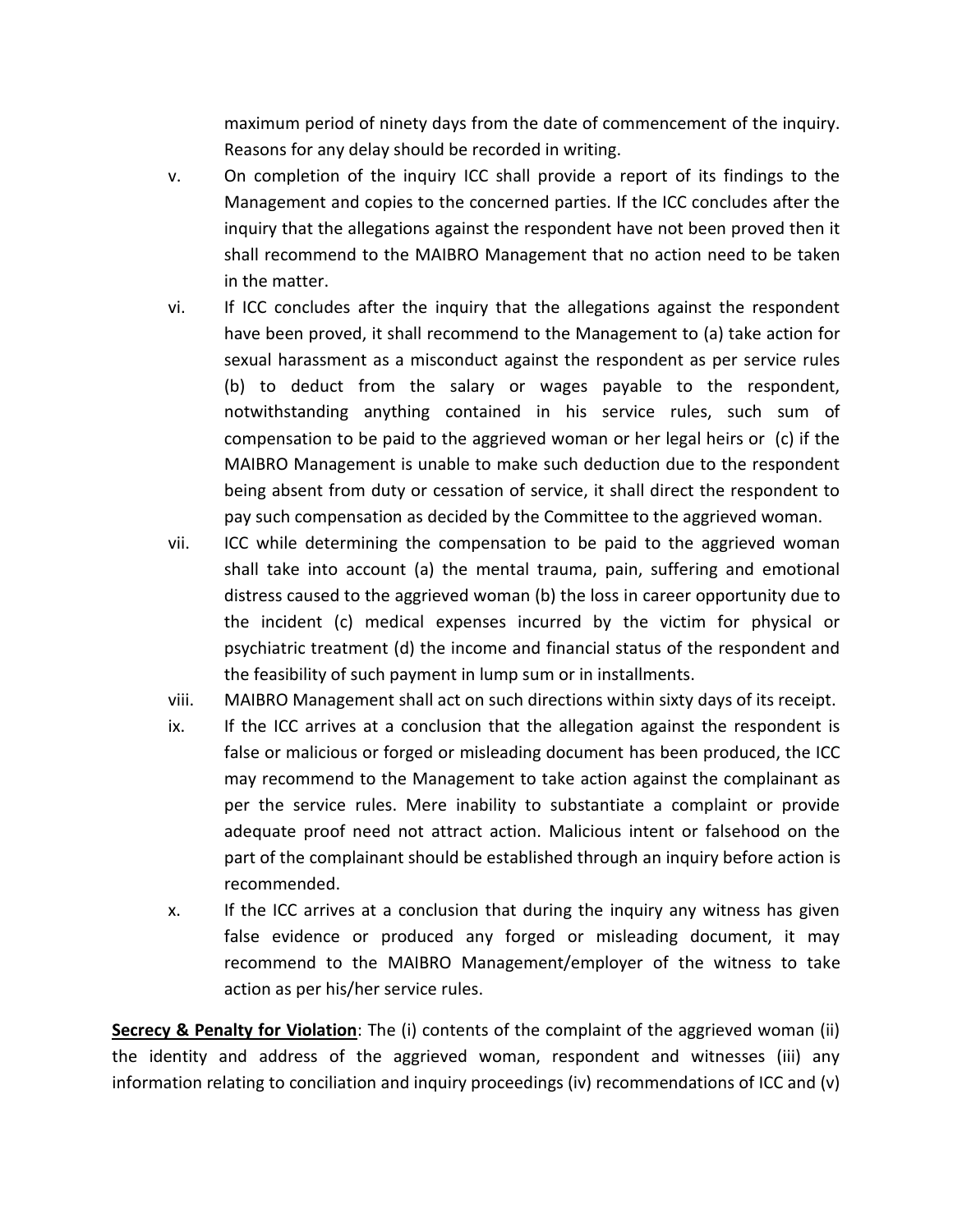maximum period of ninety days from the date of commencement of the inquiry. Reasons for any delay should be recorded in writing.

v. On completion of the inquiry ICC shall provide a report of its findings to the Management and copies to the concerned parties. If the ICC concludes after the inquiry that the allegations against the respondent have not been proved then it shall recommend to the MAIBRO Management that no action need to be taken in the matter.

vi. If ICC concludes after the inquiry that the allegations against the respondent have been proved, it shall recommend to the Management to (a) take action for sexual harassment as a misconduct against the respondent as per service rules (b) to deduct from the salary or wages payable to the respondent, notwithstanding anything contained in his service rules, such sum of compensation to be paid to the aggrieved woman or her legal heirs or (c) if the MAIBRO Management is unable to make such deduction due to the respondent being absent from duty or cessation of service, it shall direct the respondent to pay such compensation as decided by the Committee to the aggrieved woman.

vii. ICC while determining the compensation to be paid to the aggrieved woman shall take into account (a) the mental trauma, pain, suffering and emotional distress caused to the aggrieved woman (b) the loss in career opportunity due to the incident (c) medical expenses incurred by the victim for physical or psychiatric treatment (d) the income and financial status of the respondent and the feasibility of such payment in lump sum or in installments.

viii. MAIBRO Management shall act on such directions within sixty days of its receipt.

ix. If the ICC arrives at a conclusion that the allegation against the respondent is false or malicious or forged or misleading document has been produced, the ICC may recommend to the Management to take action against the complainant as per the service rules. Mere inability to substantiate a complaint or provide adequate proof need not attract action. Malicious intent or falsehood on the part of the complainant should be established through an inquiry before action is recommended.

x. If the ICC arrives at a conclusion that during the inquiry any witness has given false evidence or produced any forged or misleading document, it may recommend to the MAIBRO Management/employer of the witness to take action as per his/her service rules.

**Secrecy & Penalty for Violation**: The (i) contents of the complaint of the aggrieved woman (ii) the identity and address of the aggrieved woman, respondent and witnesses (iii) any information relating to conciliation and inquiry proceedings (iv) recommendations of ICC and (v)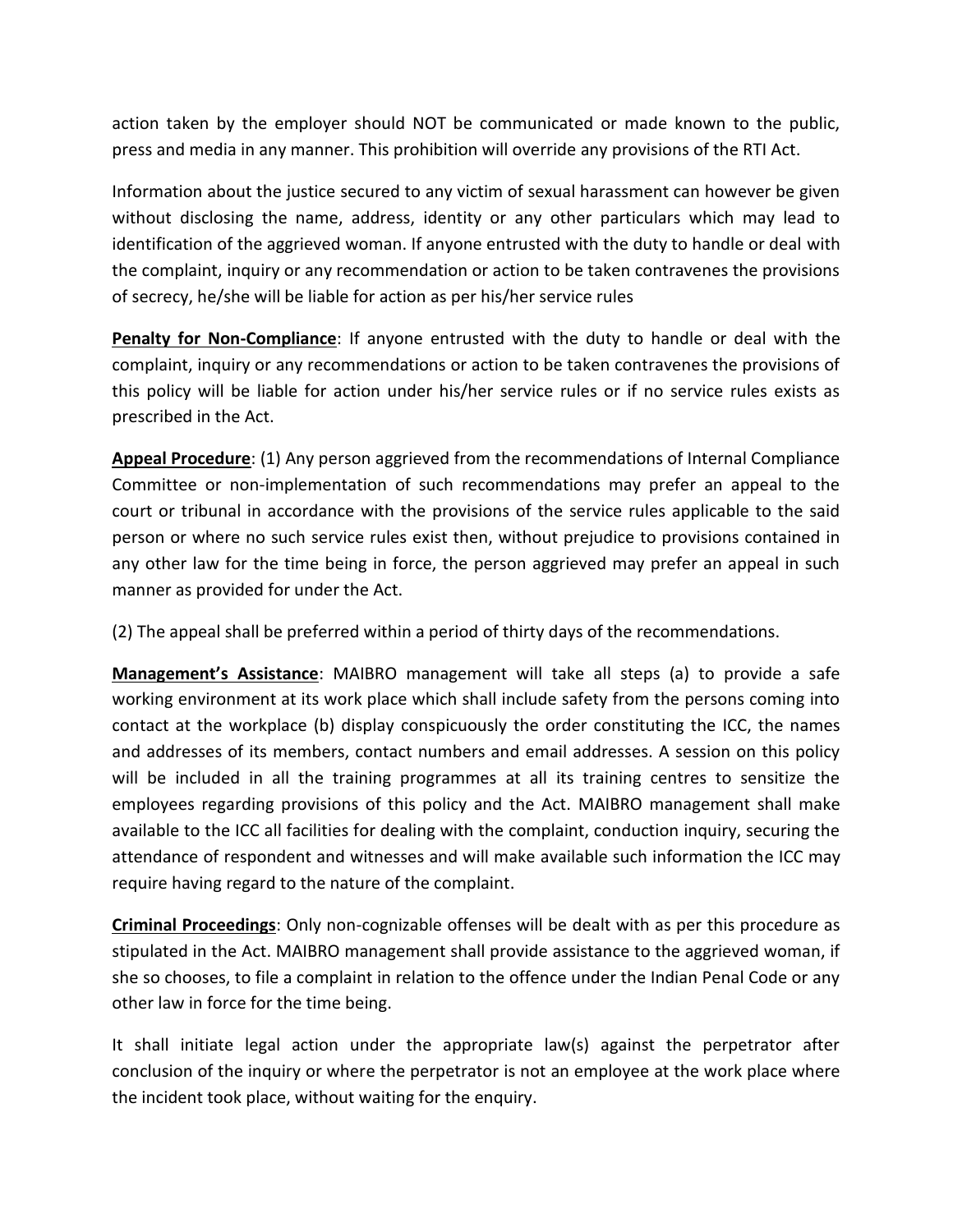action taken by the employer should NOT be communicated or made known to the public, press and media in any manner. This prohibition will override any provisions of the RTI Act.

Information about the justice secured to any victim of sexual harassment can however be given without disclosing the name, address, identity or any other particulars which may lead to identification of the aggrieved woman. If anyone entrusted with the duty to handle or deal with the complaint, inquiry or any recommendation or action to be taken contravenes the provisions of secrecy, he/she will be liable for action as per his/her service rules

**Penalty for Non-Compliance**: If anyone entrusted with the duty to handle or deal with the complaint, inquiry or any recommendations or action to be taken contravenes the provisions of this policy will be liable for action under his/her service rules or if no service rules exists as prescribed in the Act.

**Appeal Procedure**: (1) Any person aggrieved from the recommendations of Internal Compliance Committee or non-implementation of such recommendations may prefer an appeal to the court or tribunal in accordance with the provisions of the service rules applicable to the said person or where no such service rules exist then, without prejudice to provisions contained in any other law for the time being in force, the person aggrieved may prefer an appeal in such manner as provided for under the Act.

(2) The appeal shall be preferred within a period of thirty days of the recommendations.

**Management's Assistance**: MAIBRO management will take all steps (a) to provide a safe working environment at its work place which shall include safety from the persons coming into contact at the workplace (b) display conspicuously the order constituting the ICC, the names and addresses of its members, contact numbers and email addresses. A session on this policy will be included in all the training programmes at all its training centres to sensitize the employees regarding provisions of this policy and the Act. MAIBRO management shall make available to the ICC all facilities for dealing with the complaint, conduction inquiry, securing the attendance of respondent and witnesses and will make available such information the ICC may require having regard to the nature of the complaint.

**Criminal Proceedings**: Only non-cognizable offenses will be dealt with as per this procedure as stipulated in the Act. MAIBRO management shall provide assistance to the aggrieved woman, if she so chooses, to file a complaint in relation to the offence under the Indian Penal Code or any other law in force for the time being.

It shall initiate legal action under the appropriate law(s) against the perpetrator after conclusion of the inquiry or where the perpetrator is not an employee at the work place where the incident took place, without waiting for the enquiry.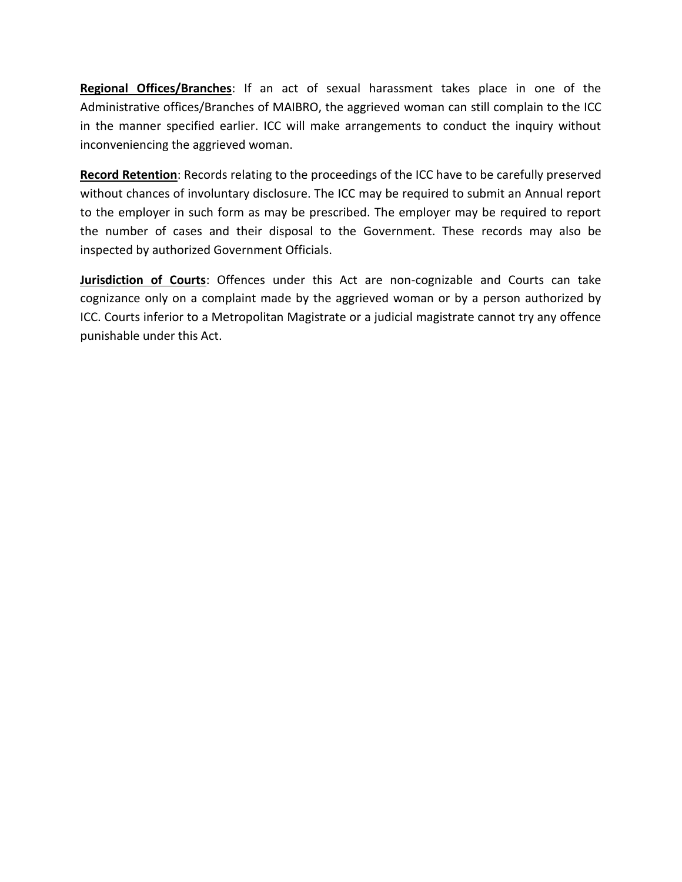**Regional Offices/Branches**: If an act of sexual harassment takes place in one of the Administrative offices/Branches of MAIBRO, the aggrieved woman can still complain to the ICC in the manner specified earlier. ICC will make arrangements to conduct the inquiry without inconveniencing the aggrieved woman.

**Record Retention**: Records relating to the proceedings of the ICC have to be carefully preserved without chances of involuntary disclosure. The ICC may be required to submit an Annual report to the employer in such form as may be prescribed. The employer may be required to report the number of cases and their disposal to the Government. These records may also be inspected by authorized Government Officials.

**Jurisdiction of Courts**: Offences under this Act are non-cognizable and Courts can take cognizance only on a complaint made by the aggrieved woman or by a person authorized by ICC. Courts inferior to a Metropolitan Magistrate or a judicial magistrate cannot try any offence punishable under this Act.